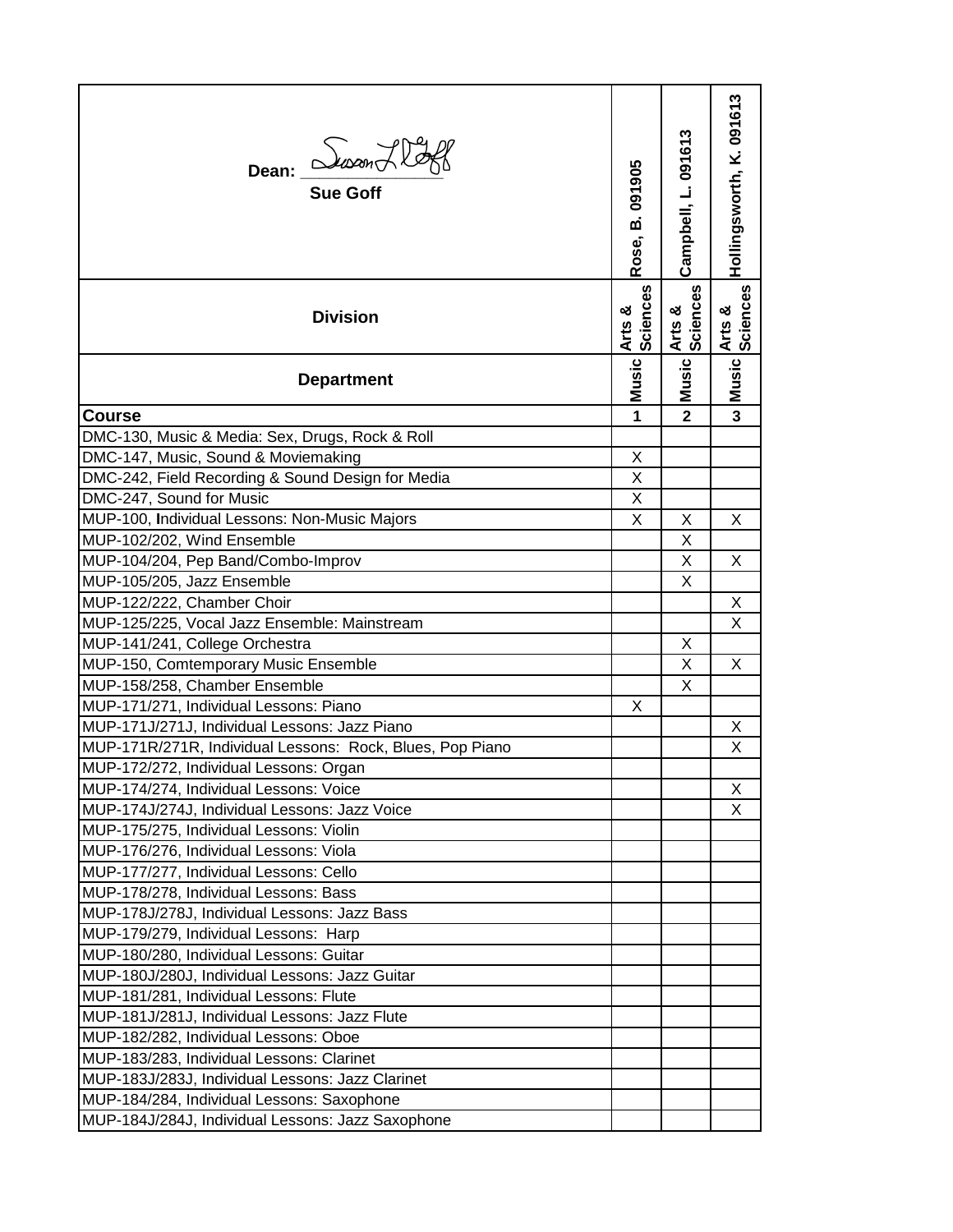| Dean: Sue Goff | Rose, B. 091905 | Campbell, L. 091613 | Hollingsworth, K. 091613 |
|---|---|---|---|
| **Division** | Arts & Sciences | Arts & Sciences | Arts & Sciences |
| **Department** | Music | Music | Music |
| **Course** | **1** | **2** | **3** |
| DMC-130, Music & Media: Sex, Drugs, Rock & Roll | | | |
| DMC-147, Music, Sound & Moviemaking | X | | |
| DMC-242, Field Recording & Sound Design for Media | X | | |
| DMC-247, Sound for Music | X | | |
| MUP-100, Individual Lessons: Non-Music Majors | X | X | X |
| MUP-102/202, Wind Ensemble | | X | |
| MUP-104/204, Pep Band/Combo-Improv | | X | X |
| MUP-105/205, Jazz Ensemble | | X | |
| MUP-122/222, Chamber Choir | | | X |
| MUP-125/225, Vocal Jazz Ensemble: Mainstream | | | X |
| MUP-141/241, College Orchestra | | X | |
| MUP-150, Comtemporary Music Ensemble | | X | X |
| MUP-158/258, Chamber Ensemble | | X | |
| MUP-171/271, Individual Lessons: Piano | X | | |
| MUP-171J/271J, Individual Lessons: Jazz Piano | | | X |
| MUP-171R/271R, Individual Lessons: Rock, Blues, Pop Piano | | | X |
| MUP-172/272, Individual Lessons: Organ | | | |
| MUP-174/274, Individual Lessons: Voice | | | X |
| MUP-174J/274J, Individual Lessons: Jazz Voice | | | X |
| MUP-175/275, Individual Lessons: Violin | | | |
| MUP-176/276, Individual Lessons: Viola | | | |
| MUP-177/277, Individual Lessons: Cello | | | |
| MUP-178/278, Individual Lessons: Bass | | | |
| MUP-178J/278J, Individual Lessons: Jazz Bass | | | |
| MUP-179/279, Individual Lessons: Harp | | | |
| MUP-180/280, Individual Lessons: Guitar | | | |
| MUP-180J/280J, Individual Lessons: Jazz Guitar | | | |
| MUP-181/281, Individual Lessons: Flute | | | |
| MUP-181J/281J, Individual Lessons: Jazz Flute | | | |
| MUP-182/282, Individual Lessons: Oboe | | | |
| MUP-183/283, Individual Lessons: Clarinet | | | |
| MUP-183J/283J, Individual Lessons: Jazz Clarinet | | | |
| MUP-184/284, Individual Lessons: Saxophone | | | |
| MUP-184J/284J, Individual Lessons: Jazz Saxophone | | | |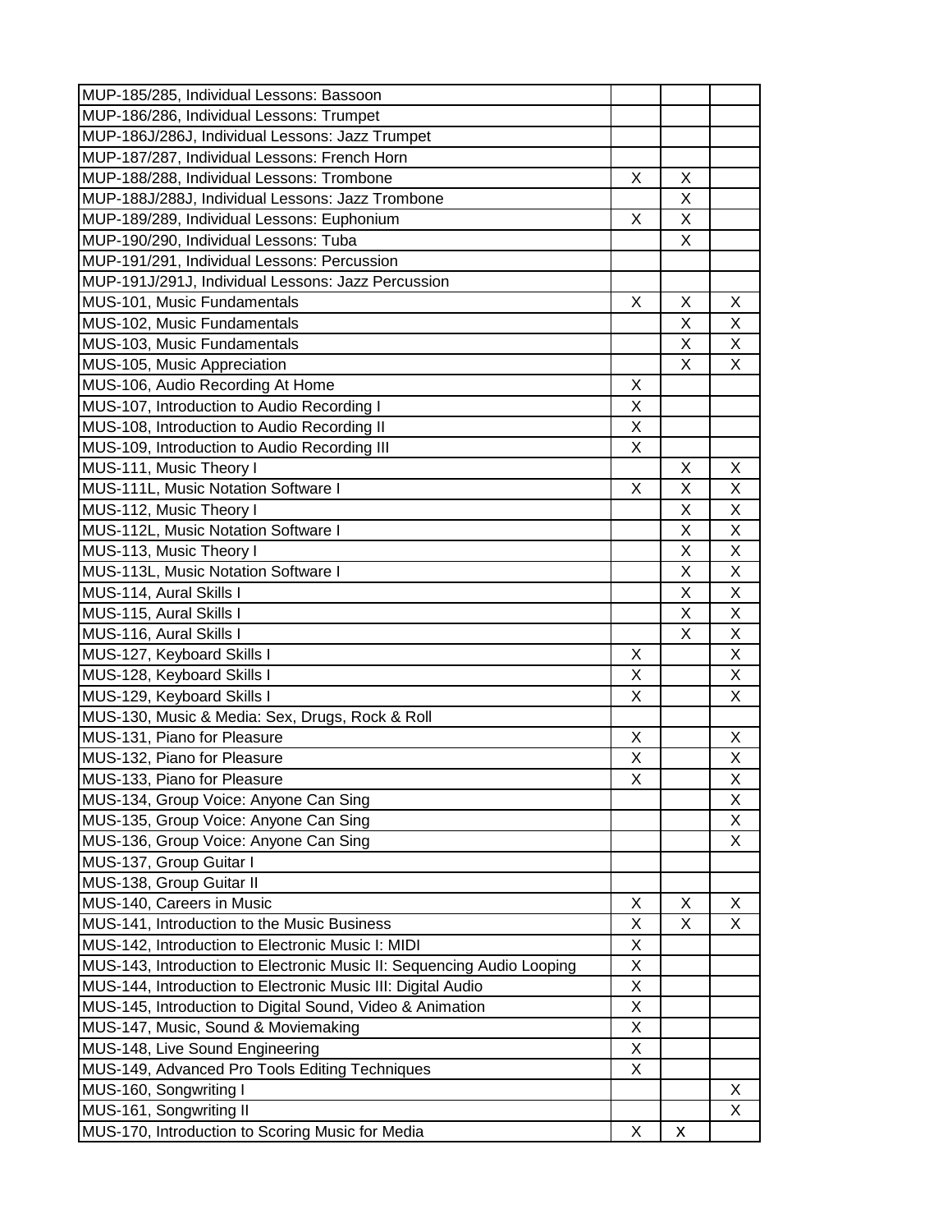| | | | |
|---|---|---|---|
| MUP-185/285, Individual Lessons: Bassoon | | | |
| MUP-186/286, Individual Lessons: Trumpet | | | |
| MUP-186J/286J, Individual Lessons: Jazz Trumpet | | | |
| MUP-187/287, Individual Lessons: French Horn | | | |
| MUP-188/288, Individual Lessons: Trombone | X | X | |
| MUP-188J/288J, Individual Lessons: Jazz Trombone | | X | |
| MUP-189/289, Individual Lessons: Euphonium | X | X | |
| MUP-190/290, Individual Lessons: Tuba | | X | |
| MUP-191/291, Individual Lessons: Percussion | | | |
| MUP-191J/291J, Individual Lessons: Jazz Percussion | | | |
| MUS-101, Music Fundamentals | X | X | X |
| MUS-102, Music Fundamentals | | X | X |
| MUS-103, Music Fundamentals | | X | X |
| MUS-105, Music Appreciation | | X | X |
| MUS-106, Audio Recording At Home | X | | |
| MUS-107, Introduction to Audio Recording I | X | | |
| MUS-108, Introduction to Audio Recording II | X | | |
| MUS-109, Introduction to Audio Recording III | X | | |
| MUS-111, Music Theory I | | X | X |
| MUS-111L, Music Notation Software I | X | X | X |
| MUS-112, Music Theory I | | X | X |
| MUS-112L, Music Notation Software I | | X | X |
| MUS-113, Music Theory I | | X | X |
| MUS-113L, Music Notation Software I | | X | X |
| MUS-114, Aural Skills I | | X | X |
| MUS-115, Aural Skills I | | X | X |
| MUS-116, Aural Skills I | | X | X |
| MUS-127, Keyboard Skills I | X | | X |
| MUS-128, Keyboard Skills I | X | | X |
| MUS-129, Keyboard Skills I | X | | X |
| MUS-130, Music & Media: Sex, Drugs, Rock & Roll | | | |
| MUS-131, Piano for Pleasure | X | | X |
| MUS-132, Piano for Pleasure | X | | X |
| MUS-133, Piano for Pleasure | X | | X |
| MUS-134, Group Voice: Anyone Can Sing | | | X |
| MUS-135, Group Voice: Anyone Can Sing | | | X |
| MUS-136, Group Voice: Anyone Can Sing | | | X |
| MUS-137, Group Guitar I | | | |
| MUS-138, Group Guitar II | | | |
| MUS-140, Careers in Music | X | X | X |
| MUS-141, Introduction to the Music Business | X | X | X |
| MUS-142, Introduction to Electronic Music I: MIDI | X | | |
| MUS-143, Introduction to Electronic Music II: Sequencing Audio Looping | X | | |
| MUS-144, Introduction to Electronic Music III: Digital Audio | X | | |
| MUS-145, Introduction to Digital Sound, Video & Animation | X | | |
| MUS-147, Music, Sound & Moviemaking | X | | |
| MUS-148, Live Sound Engineering | X | | |
| MUS-149, Advanced Pro Tools Editing Techniques | X | | |
| MUS-160, Songwriting I | | | X |
| MUS-161, Songwriting II | | | X |
| MUS-170, Introduction to Scoring Music for Media | X | x | |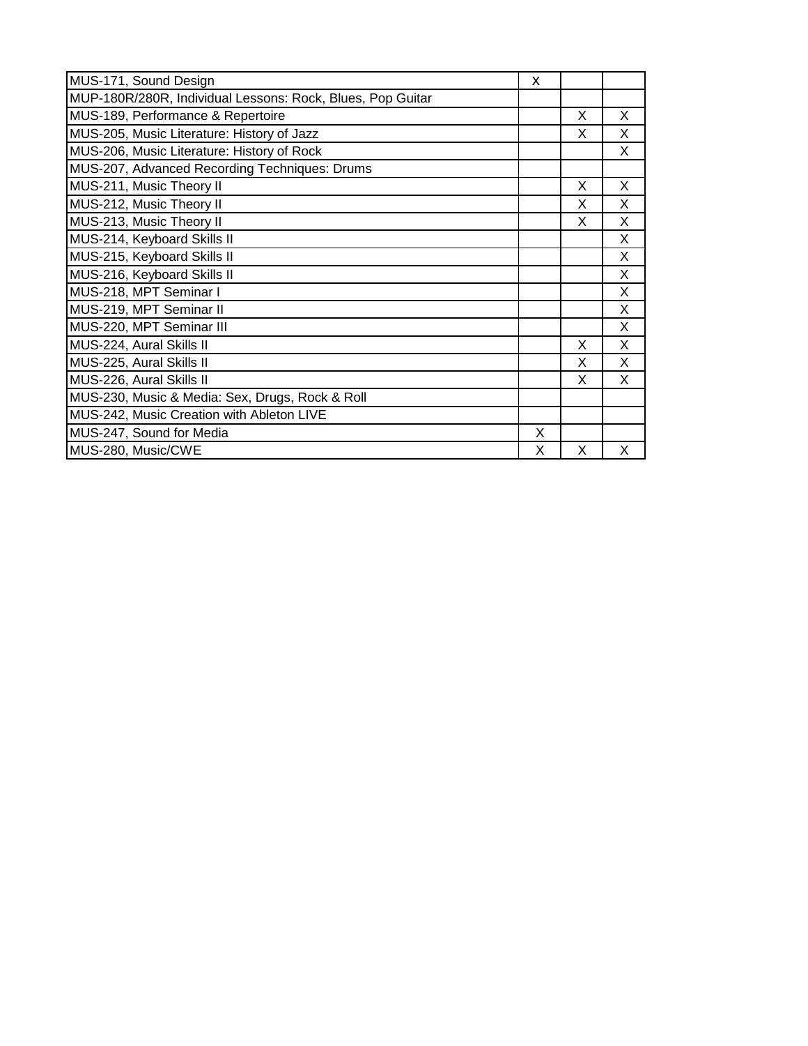| | | | |
|---|---|---|---|
| MUS-171, Sound Design | X | | |
| MUP-180R/280R, Individual Lessons: Rock, Blues, Pop Guitar | | | |
| MUS-189, Performance & Repertoire | | X | X |
| MUS-205, Music Literature: History of Jazz | | X | X |
| MUS-206, Music Literature: History of Rock | | | X |
| MUS-207, Advanced Recording Techniques: Drums | | | |
| MUS-211, Music Theory II | | X | X |
| MUS-212, Music Theory II | | X | X |
| MUS-213, Music Theory II | | X | X |
| MUS-214, Keyboard Skills II | | | X |
| MUS-215, Keyboard Skills II | | | X |
| MUS-216, Keyboard Skills II | | | X |
| MUS-218, MPT Seminar I | | | X |
| MUS-219, MPT Seminar II | | | X |
| MUS-220, MPT Seminar III | | | X |
| MUS-224, Aural Skills II | | X | X |
| MUS-225, Aural Skills II | | X | X |
| MUS-226, Aural Skills II | | X | X |
| MUS-230, Music & Media: Sex, Drugs, Rock & Roll | | | |
| MUS-242, Music Creation with Ableton LIVE | | | |
| MUS-247, Sound for Media | X | | |
| MUS-280, Music/CWE | X | X | X |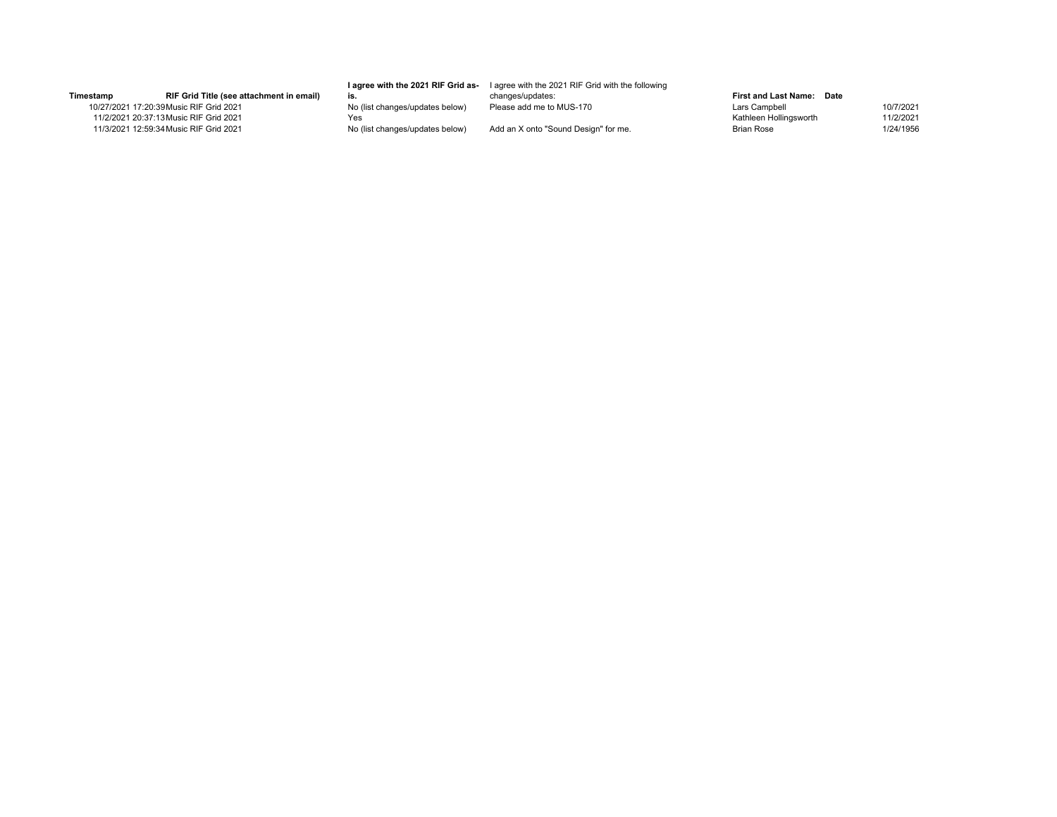| Timestamp | RIF Grid Title (see attachment in email) | I agree with the 2021 RIF Grid as-is. | I agree with the 2021 RIF Grid with the following changes/updates: | First and Last Name: | Date |
|---|---|---|---|---|---|
| 10/27/2021 17:20:39 | Music RIF Grid 2021 | No (list changes/updates below) | Please add me to MUS-170 | Lars Campbell | 10/7/2021 |
| 11/2/2021 20:37:13 | Music RIF Grid 2021 | Yes | | Kathleen Hollingsworth | 11/2/2021 |
| 11/3/2021 12:59:34 | Music RIF Grid 2021 | No (list changes/updates below) | Add an X onto "Sound Design" for me. | Brian Rose | 1/24/1956 |